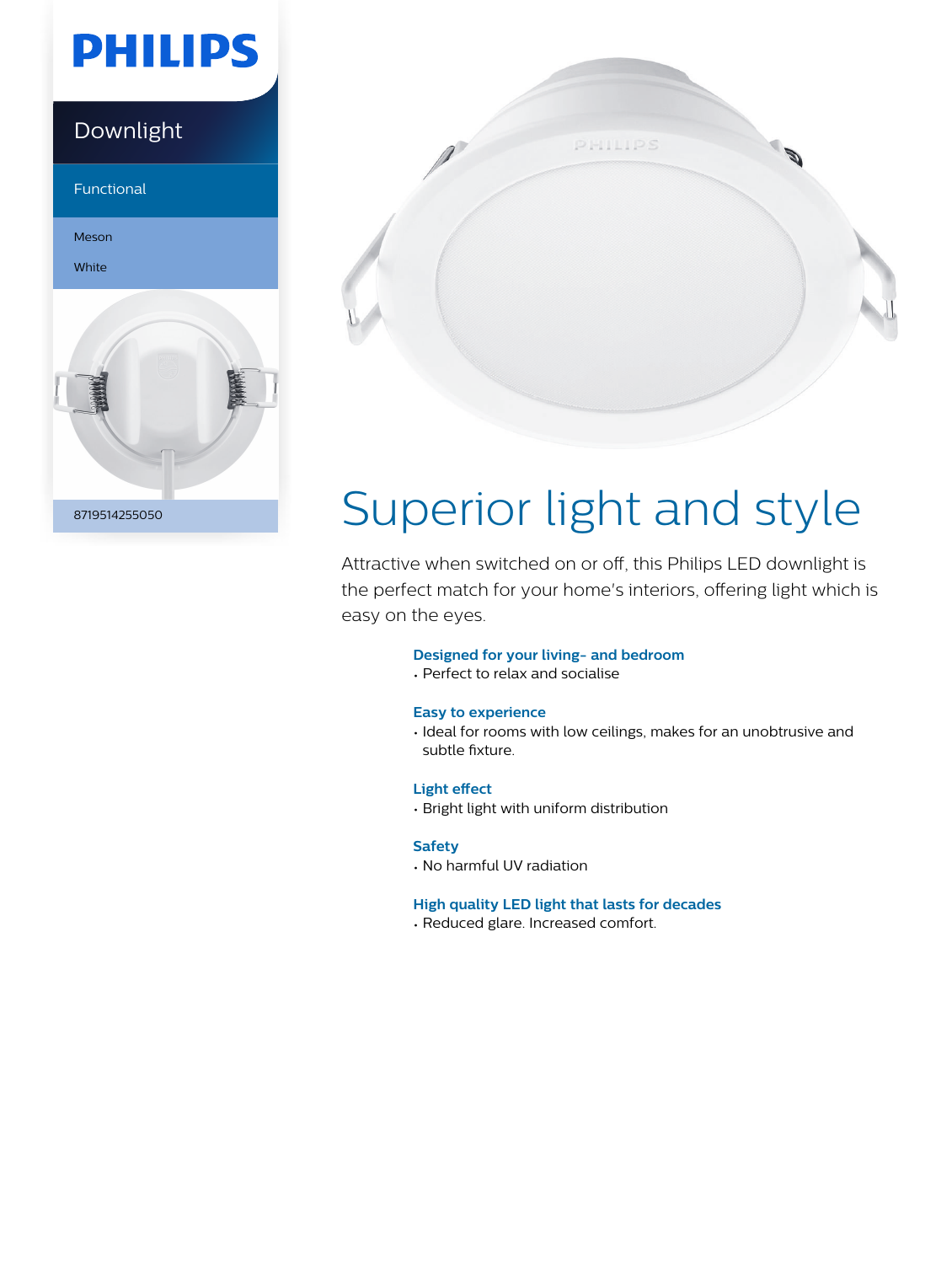# PHILIPS

Downlight

Functional

Meson

White

8719514255050

# Superior light and style

Attractive when switched on or off, this Philips LED downlight is the perfect match for your home's interiors, offering light which is easy on the eyes.

**Designed for your living- and bedroom**
- Perfect to relax and socialise

**Easy to experience**
- Ideal for rooms with low ceilings, makes for an unobtrusive and subtle fixture.

**Light effect**
- Bright light with uniform distribution

**Safety**
- No harmful UV radiation

**High quality LED light that lasts for decades**
- Reduced glare. Increased comfort.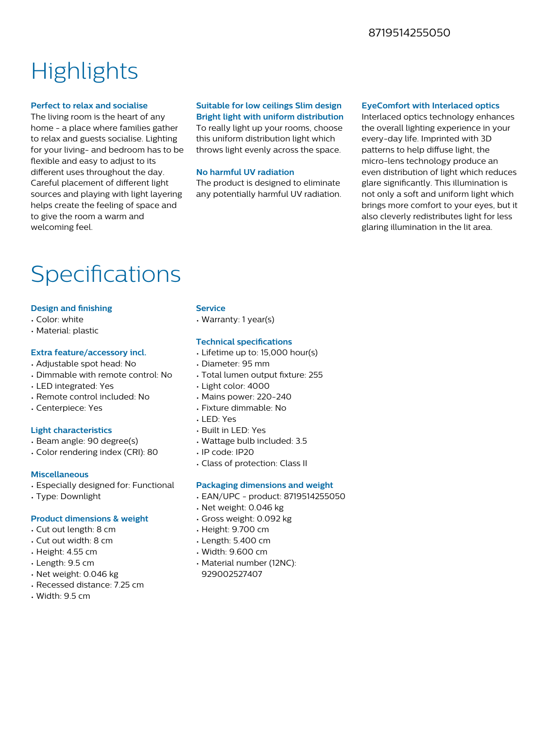# Highlights

### Perfect to relax and socialise

The living room is the heart of any home - a place where families gather to relax and guests socialise. Lighting for your living- and bedroom has to be flexible and easy to adjust to its different uses throughout the day. Careful placement of different light sources and playing with light layering helps create the feeling of space and to give the room a warm and welcoming feel.

### Suitable for low ceilings Slim design

### Bright light with uniform distribution

To really light up your rooms, choose this uniform distribution light which throws light evenly across the space.

### No harmful UV radiation

The product is designed to eliminate any potentially harmful UV radiation.

### EyeComfort with Interlaced optics

Interlaced optics technology enhances the overall lighting experience in your every-day life. Imprinted with 3D patterns to help diffuse light, the micro-lens technology produce an even distribution of light which reduces glare significantly. This illumination is not only a soft and uniform light which brings more comfort to your eyes, but it also cleverly redistributes light for less glaring illumination in the lit area.

# Specifications

### Design and finishing

- Color: white
- Material: plastic

### Extra feature/accessory incl.

- Adjustable spot head: No
- Dimmable with remote control: No
- LED integrated: Yes
- Remote control included: No
- Centerpiece: Yes

### Light characteristics

- Beam angle: 90 degree(s)
- Color rendering index (CRI): 80

### Miscellaneous

- Especially designed for: Functional
- Type: Downlight

### Product dimensions & weight

- Cut out length: 8 cm
- Cut out width: 8 cm
- Height: 4.55 cm
- Length: 9.5 cm
- Net weight: 0.046 kg
- Recessed distance: 7.25 cm
- Width: 9.5 cm

### Service

- Warranty: 1 year(s)

### Technical specifications

- Lifetime up to: 15,000 hour(s)
- Diameter: 95 mm
- Total lumen output fixture: 255
- Light color: 4000
- Mains power: 220-240
- Fixture dimmable: No
- LED: Yes
- Built in LED: Yes
- Wattage bulb included: 3.5
- IP code: IP20
- Class of protection: Class II

### Packaging dimensions and weight

- EAN/UPC - product: 8719514255050
- Net weight: 0.046 kg
- Gross weight: 0.092 kg
- Height: 9.700 cm
- Length: 5.400 cm
- Width: 9.600 cm
- Material number (12NC): 929002527407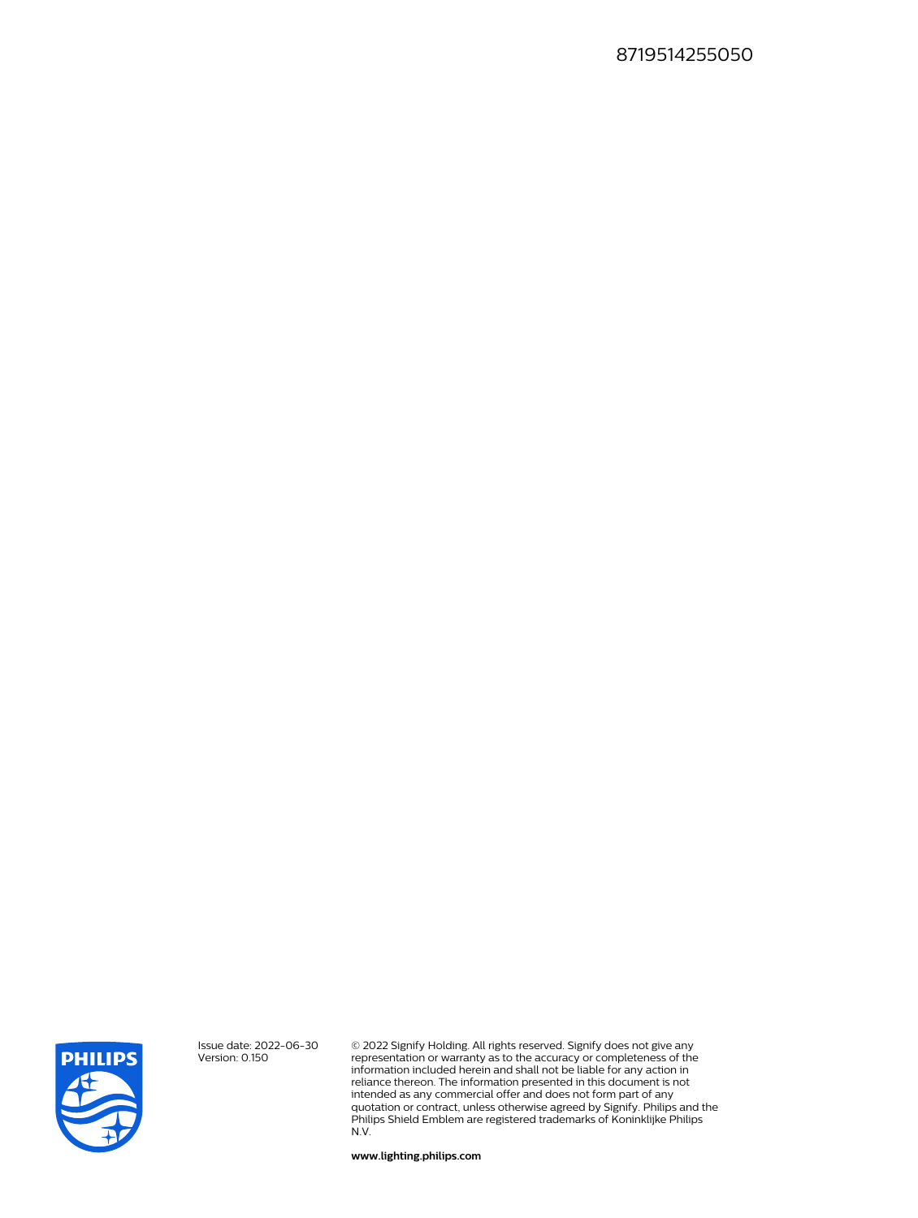8719514255050

Issue date: 2022-06-30
Version: 0.150

© 2022 Signify Holding. All rights reserved. Signify does not give any representation or warranty as to the accuracy or completeness of the information included herein and shall not be liable for any action in reliance thereon. The information presented in this document is not intended as any commercial offer and does not form part of any quotation or contract, unless otherwise agreed by Signify. Philips and the Philips Shield Emblem are registered trademarks of Koninklijke Philips N.V.

**www.lighting.philips.com**